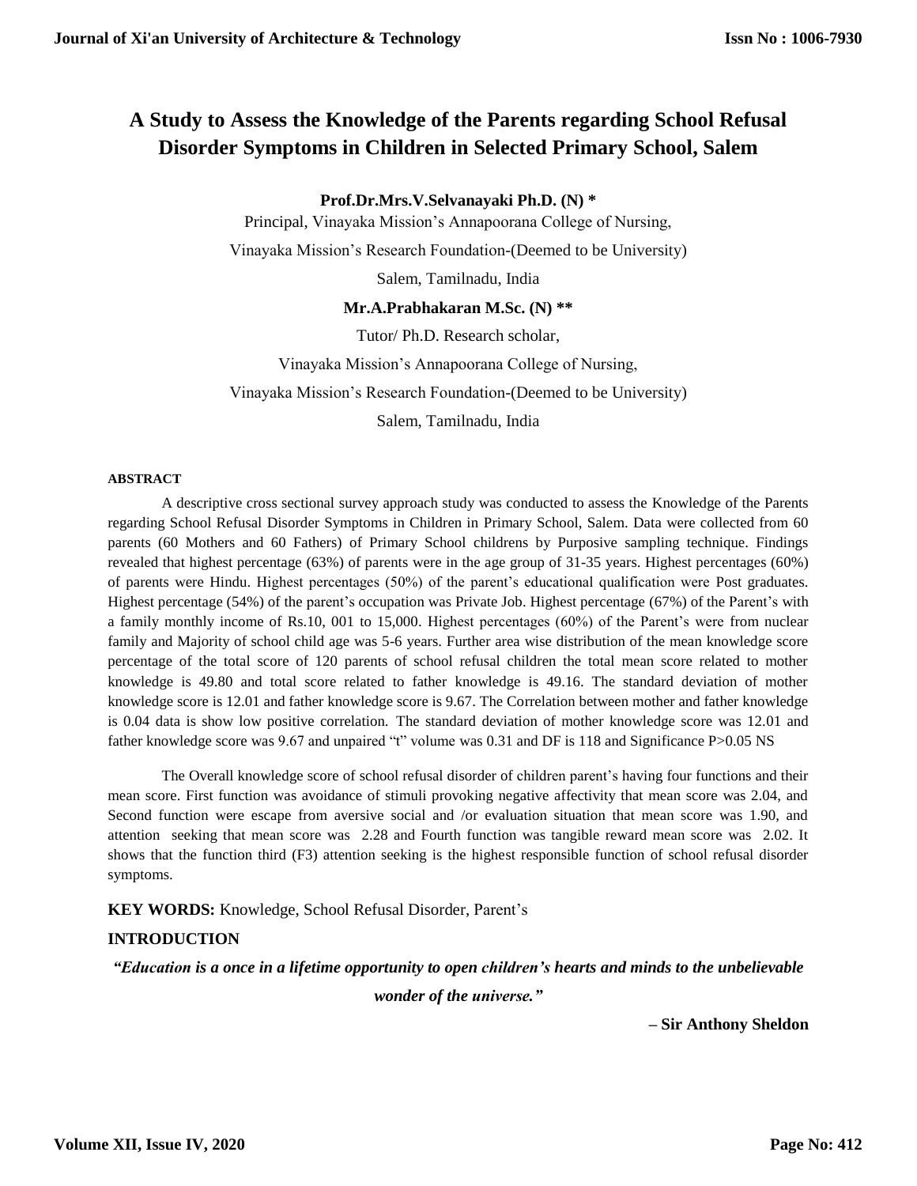# A Study to Assess the Knowledge of the Parents regarding School Refusal Disorder Symptoms in Children in Selected Primary School, Salem

**Prof.Dr.Mrs.V.Selvanayaki Ph.D. (N) ***

Principal, Vinayaka Mission's Annapoorana College of Nursing,

Vinayaka Mission's Research Foundation-(Deemed to be University)

Salem, Tamilnadu, India

**Mr.A.Prabhakaran M.Sc. (N) ****

Tutor/ Ph.D. Research scholar,

Vinayaka Mission's Annapoorana College of Nursing,

Vinayaka Mission's Research Foundation-(Deemed to be University)

Salem, Tamilnadu, India

**ABSTRACT**

A descriptive cross sectional survey approach study was conducted to assess the Knowledge of the Parents regarding School Refusal Disorder Symptoms in Children in Primary School, Salem. Data were collected from 60 parents (60 Mothers and 60 Fathers) of Primary School childrens by Purposive sampling technique. Findings revealed that highest percentage (63%) of parents were in the age group of 31-35 years. Highest percentages (60%) of parents were Hindu. Highest percentages (50%) of the parent's educational qualification were Post graduates. Highest percentage (54%) of the parent's occupation was Private Job. Highest percentage (67%) of the Parent's with a family monthly income of Rs.10, 001 to 15,000. Highest percentages (60%) of the Parent's were from nuclear family and Majority of school child age was 5-6 years. Further area wise distribution of the mean knowledge score percentage of the total score of 120 parents of school refusal children the total mean score related to mother knowledge is 49.80 and total score related to father knowledge is 49.16. The standard deviation of mother knowledge score is 12.01 and father knowledge score is 9.67. The Correlation between mother and father knowledge is 0.04 data is show low positive correlation. The standard deviation of mother knowledge score was 12.01 and father knowledge score was 9.67 and unpaired "t" volume was 0.31 and DF is 118 and Significance P>0.05 NS

The Overall knowledge score of school refusal disorder of children parent's having four functions and their mean score. First function was avoidance of stimuli provoking negative affectivity that mean score was 2.04, and Second function were escape from aversive social and /or evaluation situation that mean score was 1.90, and attention seeking that mean score was 2.28 and Fourth function was tangible reward mean score was 2.02. It shows that the function third (F3) attention seeking is the highest responsible function of school refusal disorder symptoms.

**KEY WORDS:** Knowledge, School Refusal Disorder, Parent's

## INTRODUCTION

***"Education is a once in a lifetime opportunity to open children's hearts and minds to the unbelievable wonder of the universe."***

**– Sir Anthony Sheldon**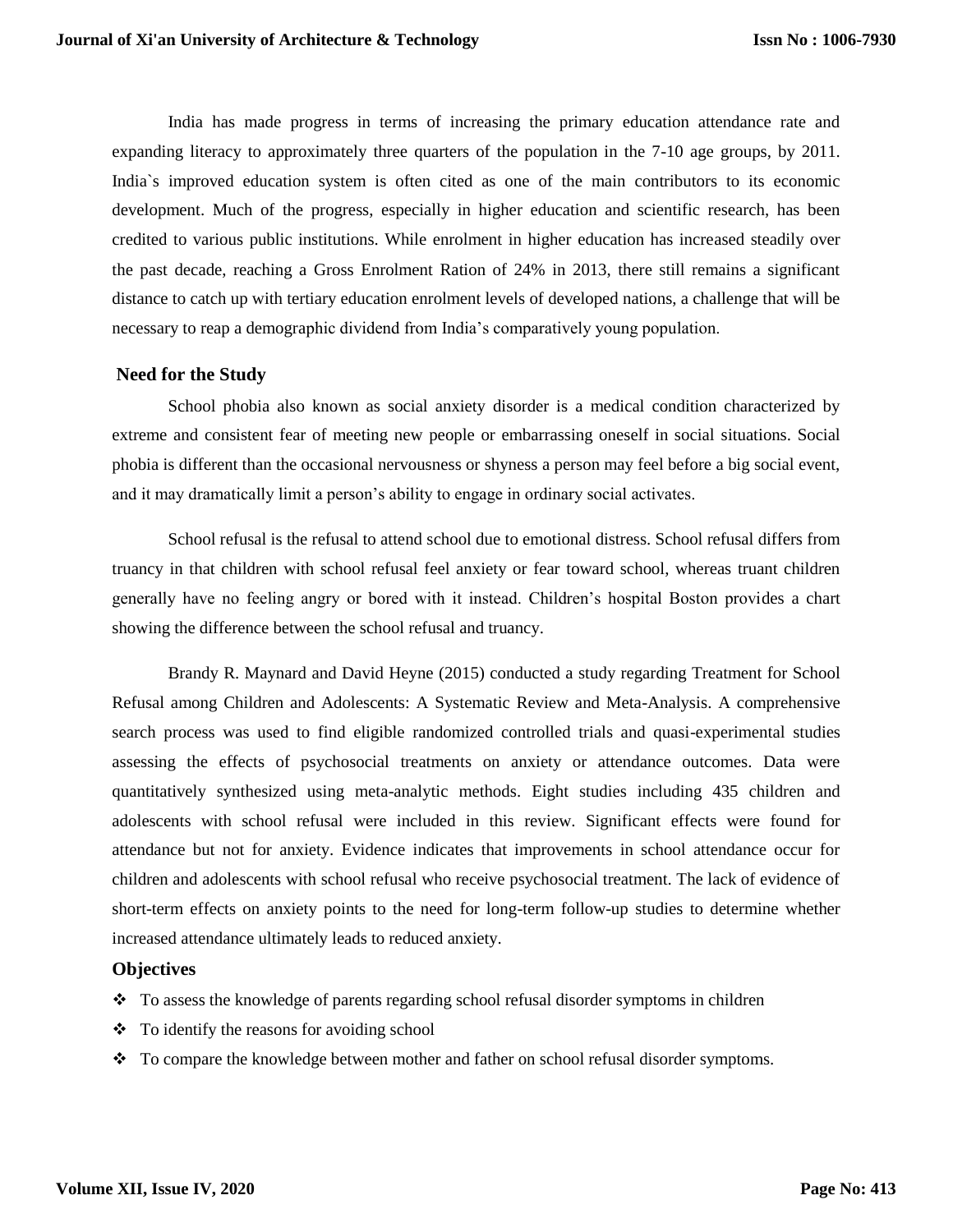India has made progress in terms of increasing the primary education attendance rate and expanding literacy to approximately three quarters of the population in the 7-10 age groups, by 2011. India`s improved education system is often cited as one of the main contributors to its economic development. Much of the progress, especially in higher education and scientific research, has been credited to various public institutions. While enrolment in higher education has increased steadily over the past decade, reaching a Gross Enrolment Ration of 24% in 2013, there still remains a significant distance to catch up with tertiary education enrolment levels of developed nations, a challenge that will be necessary to reap a demographic dividend from India's comparatively young population.

## Need for the Study

School phobia also known as social anxiety disorder is a medical condition characterized by extreme and consistent fear of meeting new people or embarrassing oneself in social situations. Social phobia is different than the occasional nervousness or shyness a person may feel before a big social event, and it may dramatically limit a person's ability to engage in ordinary social activates.

School refusal is the refusal to attend school due to emotional distress. School refusal differs from truancy in that children with school refusal feel anxiety or fear toward school, whereas truant children generally have no feeling angry or bored with it instead. Children's hospital Boston provides a chart showing the difference between the school refusal and truancy.

Brandy R. Maynard and David Heyne (2015) conducted a study regarding Treatment for School Refusal among Children and Adolescents: A Systematic Review and Meta-Analysis. A comprehensive search process was used to find eligible randomized controlled trials and quasi-experimental studies assessing the effects of psychosocial treatments on anxiety or attendance outcomes. Data were quantitatively synthesized using meta-analytic methods. Eight studies including 435 children and adolescents with school refusal were included in this review. Significant effects were found for attendance but not for anxiety. Evidence indicates that improvements in school attendance occur for children and adolescents with school refusal who receive psychosocial treatment. The lack of evidence of short-term effects on anxiety points to the need for long-term follow-up studies to determine whether increased attendance ultimately leads to reduced anxiety.

## Objectives

- To assess the knowledge of parents regarding school refusal disorder symptoms in children
- To identify the reasons for avoiding school
- To compare the knowledge between mother and father on school refusal disorder symptoms.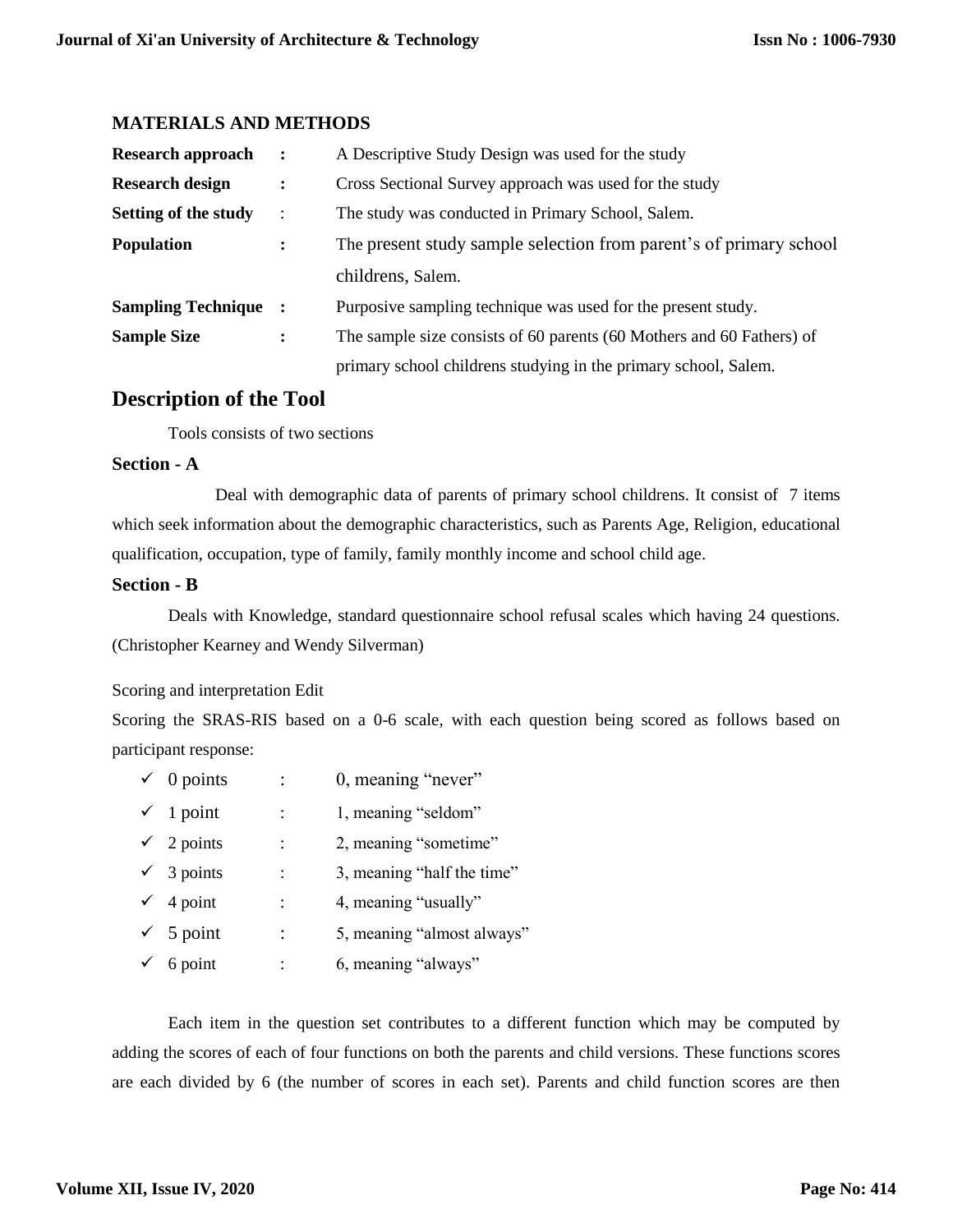## MATERIALS AND METHODS

| | | |
|---|---|---|
| **Research approach** | **:** | A Descriptive Study Design was used for the study |
| **Research design** | **:** | Cross Sectional Survey approach was used for the study |
| **Setting of the study** | : | The study was conducted in Primary School, Salem. |
| **Population** | **:** | The present study sample selection from parent's of primary school childrens, Salem. |
| **Sampling Technique** | **:** | Purposive sampling technique was used for the present study. |
| **Sample Size** | **:** | The sample size consists of 60 parents (60 Mothers and 60 Fathers) of primary school childrens studying in the primary school, Salem. |

## Description of the Tool

Tools consists of two sections

### Section - A

Deal with demographic data of parents of primary school childrens. It consist of 7 items which seek information about the demographic characteristics, such as Parents Age, Religion, educational qualification, occupation, type of family, family monthly income and school child age.

### Section - B

Deals with Knowledge, standard questionnaire school refusal scales which having 24 questions. (Christopher Kearney and Wendy Silverman)

Scoring and interpretation Edit

Scoring the SRAS-RIS based on a 0-6 scale, with each question being scored as follows based on participant response:

- ✓ 0 points : 0, meaning "never"
- ✓ 1 point : 1, meaning "seldom"
- ✓ 2 points : 2, meaning "sometime"
- ✓ 3 points : 3, meaning "half the time"
- ✓ 4 point : 4, meaning "usually"
- ✓ 5 point : 5, meaning "almost always"
- ✓ 6 point : 6, meaning "always"

Each item in the question set contributes to a different function which may be computed by adding the scores of each of four functions on both the parents and child versions. These functions scores are each divided by 6 (the number of scores in each set). Parents and child function scores are then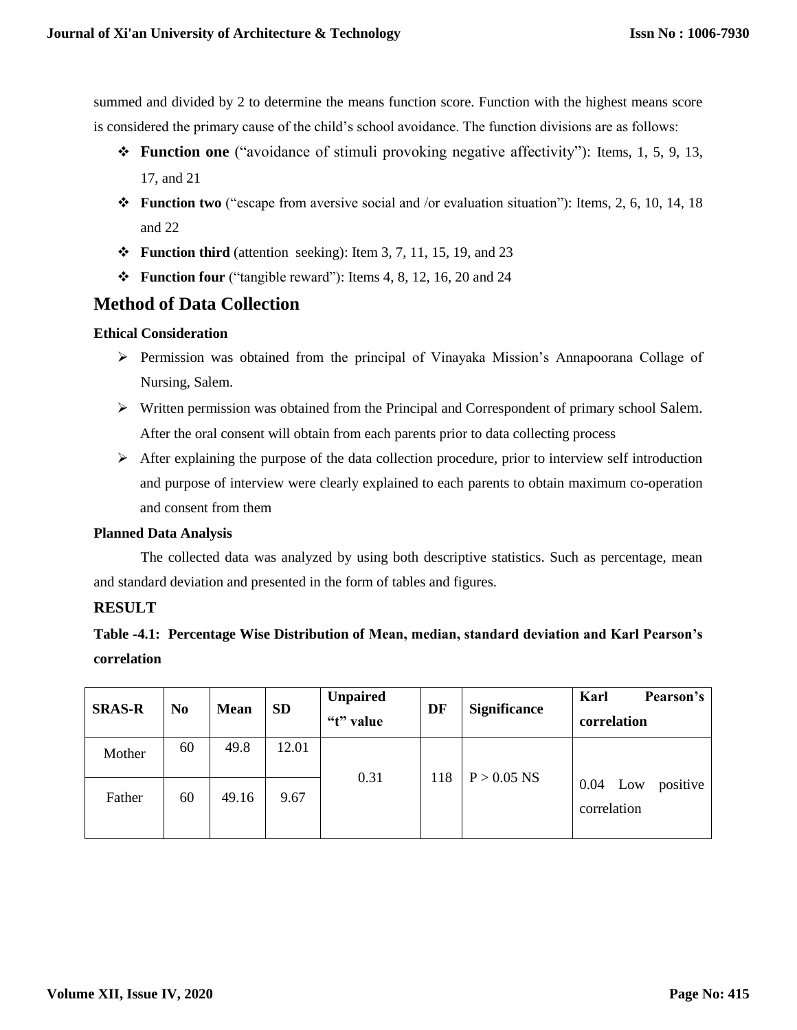summed and divided by 2 to determine the means function score. Function with the highest means score is considered the primary cause of the child's school avoidance. The function divisions are as follows:

- **Function one** ("avoidance of stimuli provoking negative affectivity"): Items, 1, 5, 9, 13, 17, and 21
- **Function two** ("escape from aversive social and /or evaluation situation"): Items, 2, 6, 10, 14, 18 and 22
- **Function third** (attention seeking): Item 3, 7, 11, 15, 19, and 23
- **Function four** ("tangible reward"): Items 4, 8, 12, 16, 20 and 24

## Method of Data Collection

### Ethical Consideration

- Permission was obtained from the principal of Vinayaka Mission's Annapoorana Collage of Nursing, Salem.
- Written permission was obtained from the Principal and Correspondent of primary school Salem. After the oral consent will obtain from each parents prior to data collecting process
- After explaining the purpose of the data collection procedure, prior to interview self introduction and purpose of interview were clearly explained to each parents to obtain maximum co-operation and consent from them

### Planned Data Analysis

The collected data was analyzed by using both descriptive statistics. Such as percentage, mean and standard deviation and presented in the form of tables and figures.

## RESULT

**Table -4.1: Percentage Wise Distribution of Mean, median, standard deviation and Karl Pearson's correlation**

| SRAS-R | No | Mean | SD | Unpaired "t" value | DF | Significance | Karl Pearson's correlation |
|---|---|---|---|---|---|---|---|
| Mother | 60 | 49.8 | 12.01 | 0.31 | 118 | P > 0.05 NS | 0.04 Low positive correlation |
| Father | 60 | 49.16 | 9.67 | | | | |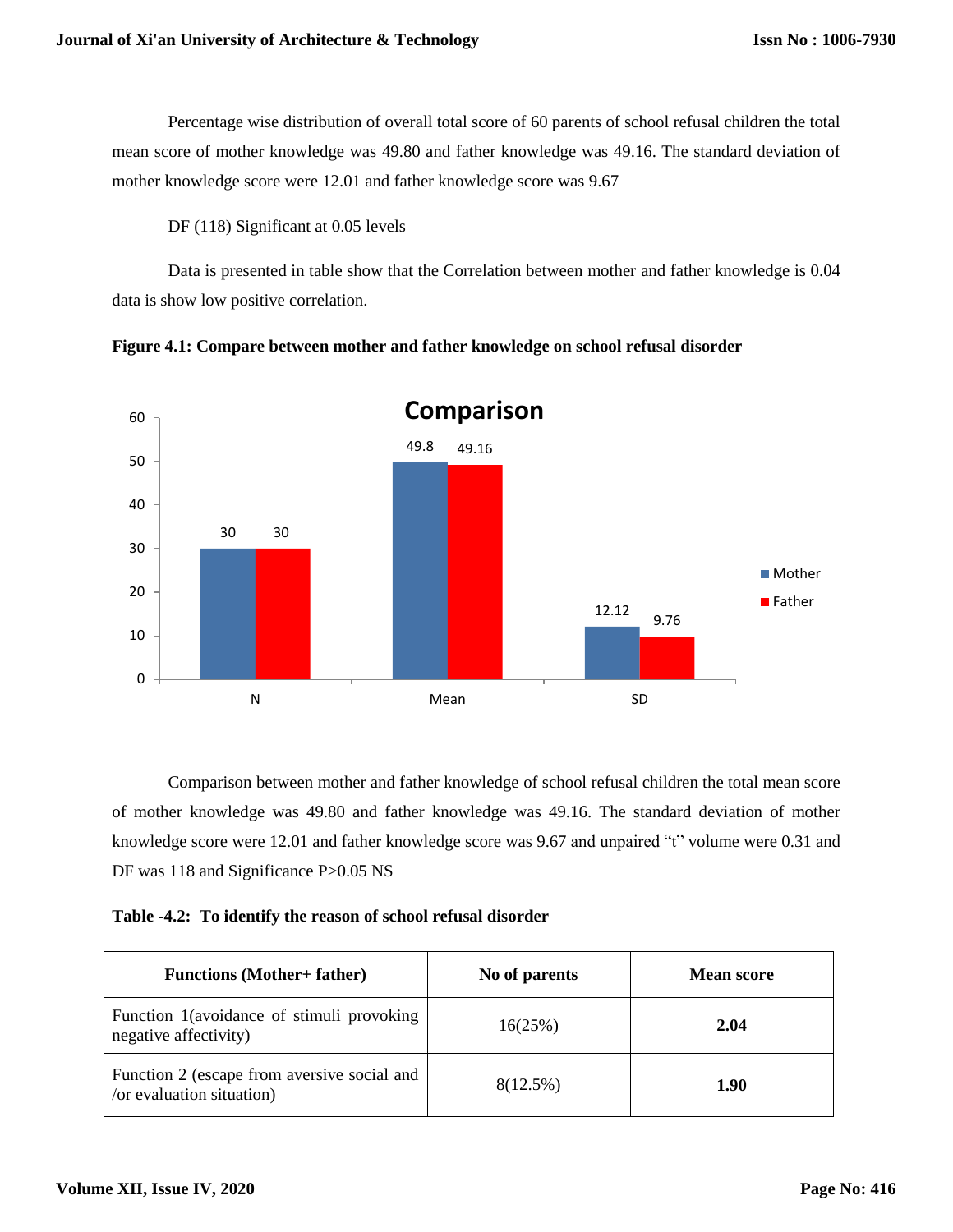Percentage wise distribution of overall total score of 60 parents of school refusal children the total mean score of mother knowledge was 49.80 and father knowledge was 49.16. The standard deviation of mother knowledge score were 12.01 and father knowledge score was 9.67

DF (118) Significant at 0.05 levels

Data is presented in table show that the Correlation between mother and father knowledge is 0.04 data is show low positive correlation.

**Figure 4.1: Compare between mother and father knowledge on school refusal disorder**

Comparison

| | Mother | Father |
|---|---|---|
| N | 30 | 30 |
| Mean | 49.8 | 49.16 |
| SD | 12.12 | 9.76 |

Comparison between mother and father knowledge of school refusal children the total mean score of mother knowledge was 49.80 and father knowledge was 49.16. The standard deviation of mother knowledge score were 12.01 and father knowledge score was 9.67 and unpaired "t" volume were 0.31 and DF was 118 and Significance P>0.05 NS

**Table -4.2: To identify the reason of school refusal disorder**

| Functions (Mother+ father) | No of parents | Mean score |
|---|---|---|
| Function 1(avoidance of stimuli provoking negative affectivity) | 16(25%) | **2.04** |
| Function 2 (escape from aversive social and /or evaluation situation) | 8(12.5%) | **1.90** |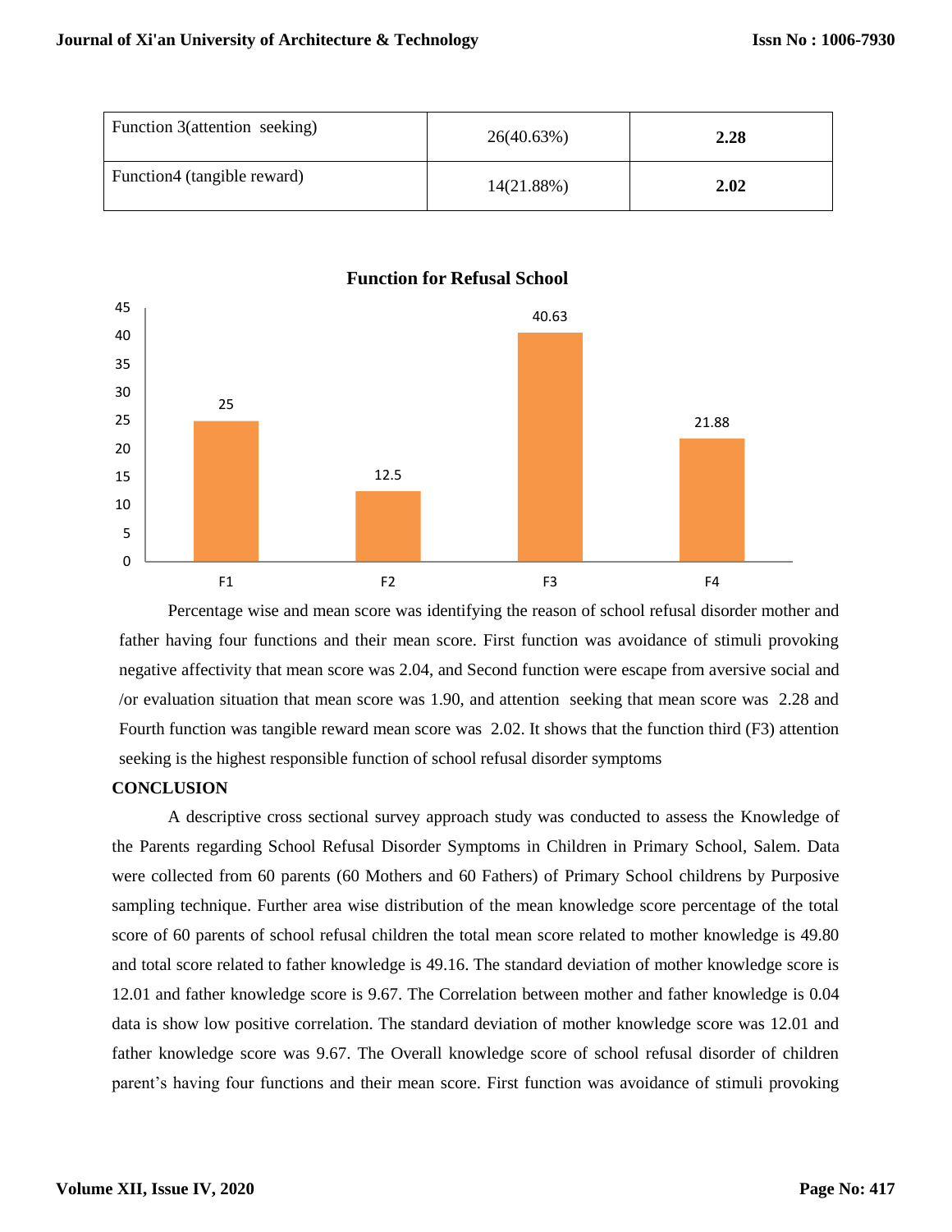| Function 3(attention seeking) | 26(40.63%) | **2.28** |
|---|---|---|
| Function4 (tangible reward) | 14(21.88%) | **2.02** |

**Function for Refusal School**

Percentage wise and mean score was identifying the reason of school refusal disorder mother and father having four functions and their mean score. First function was avoidance of stimuli provoking negative affectivity that mean score was 2.04, and Second function were escape from aversive social and /or evaluation situation that mean score was 1.90, and attention seeking that mean score was 2.28 and Fourth function was tangible reward mean score was 2.02. It shows that the function third (F3) attention seeking is the highest responsible function of school refusal disorder symptoms

## CONCLUSION

A descriptive cross sectional survey approach study was conducted to assess the Knowledge of the Parents regarding School Refusal Disorder Symptoms in Children in Primary School, Salem. Data were collected from 60 parents (60 Mothers and 60 Fathers) of Primary School childrens by Purposive sampling technique. Further area wise distribution of the mean knowledge score percentage of the total score of 60 parents of school refusal children the total mean score related to mother knowledge is 49.80 and total score related to father knowledge is 49.16. The standard deviation of mother knowledge score is 12.01 and father knowledge score is 9.67. The Correlation between mother and father knowledge is 0.04 data is show low positive correlation. The standard deviation of mother knowledge score was 12.01 and father knowledge score was 9.67. The Overall knowledge score of school refusal disorder of children parent's having four functions and their mean score. First function was avoidance of stimuli provoking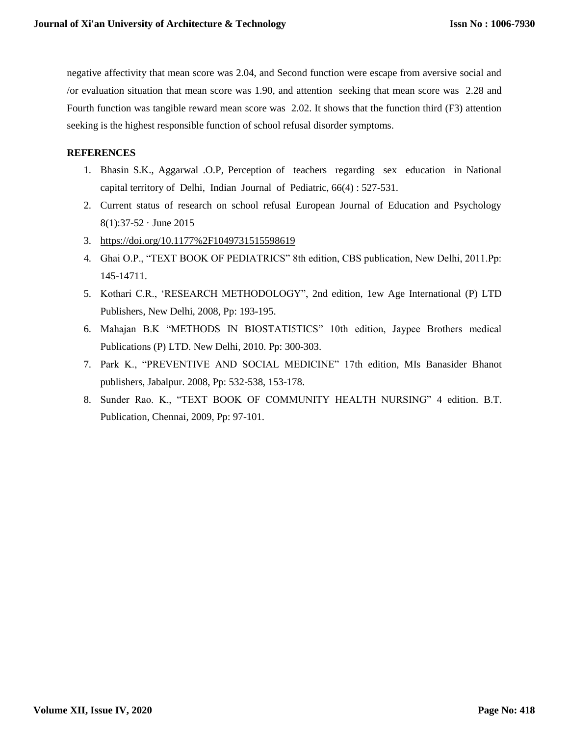negative affectivity that mean score was 2.04, and Second function were escape from aversive social and /or evaluation situation that mean score was 1.90, and attention seeking that mean score was 2.28 and Fourth function was tangible reward mean score was 2.02. It shows that the function third (F3) attention seeking is the highest responsible function of school refusal disorder symptoms.

**REFERENCES**

1. Bhasin S.K., Aggarwal .O.P, Perception of teachers regarding sex education in National capital territory of Delhi, Indian Journal of Pediatric, 66(4) : 527-531.
2. Current status of research on school refusal European Journal of Education and Psychology 8(1):37-52 · June 2015
3. https://doi.org/10.1177%2F1049731515598619
4. Ghai O.P., "TEXT BOOK OF PEDIATRICS" 8th edition, CBS publication, New Delhi, 2011.Pp: 145-14711.
5. Kothari C.R., 'RESEARCH METHODOLOGY", 2nd edition, 1ew Age International (P) LTD Publishers, New Delhi, 2008, Pp: 193-195.
6. Mahajan B.K "METHODS IN BIOSTATI5TICS" 10th edition, Jaypee Brothers medical Publications (P) LTD. New Delhi, 2010. Pp: 300-303.
7. Park K., "PREVENTIVE AND SOCIAL MEDICINE" 17th edition, MIs Banasider Bhanot publishers, Jabalpur. 2008, Pp: 532-538, 153-178.
8. Sunder Rao. K., "TEXT BOOK OF COMMUNITY HEALTH NURSING" 4 edition. B.T. Publication, Chennai, 2009, Pp: 97-101.